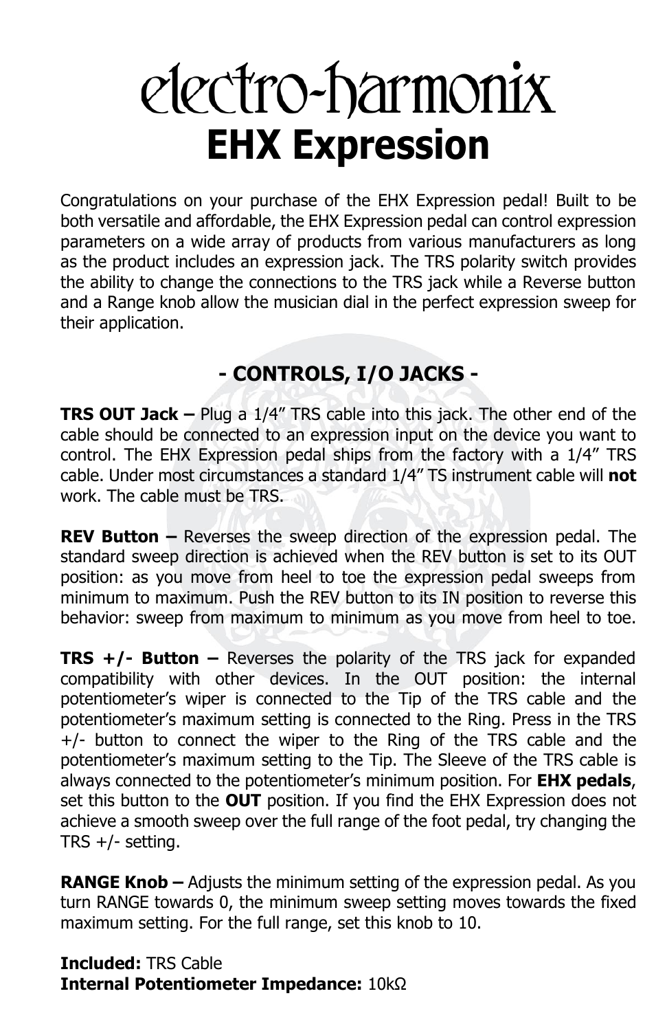# electro-harmonix

# EHX Expression

Congratulations on your purchase of the EHX Expression pedal! Built to be both versatile and affordable, the EHX Expression pedal can control expression parameters on a wide array of products from various manufacturers as long as the product includes an expression jack. The TRS polarity switch provides the ability to change the connections to the TRS jack while a Reverse button and a Range knob allow the musician dial in the perfect expression sweep for their application.

## - CONTROLS, I/O JACKS -

**TRS OUT Jack –** Plug a 1/4" TRS cable into this jack. The other end of the cable should be connected to an expression input on the device you want to control. The EHX Expression pedal ships from the factory with a 1/4" TRS cable. Under most circumstances a standard 1/4" TS instrument cable will **not** work. The cable must be TRS.

**REV Button –** Reverses the sweep direction of the expression pedal. The standard sweep direction is achieved when the REV button is set to its OUT position: as you move from heel to toe the expression pedal sweeps from minimum to maximum. Push the REV button to its IN position to reverse this behavior: sweep from maximum to minimum as you move from heel to toe.

**TRS +/- Button –** Reverses the polarity of the TRS jack for expanded compatibility with other devices. In the OUT position: the internal potentiometer's wiper is connected to the Tip of the TRS cable and the potentiometer's maximum setting is connected to the Ring. Press in the TRS +/- button to connect the wiper to the Ring of the TRS cable and the potentiometer's maximum setting to the Tip. The Sleeve of the TRS cable is always connected to the potentiometer's minimum position. For **EHX pedals**, set this button to the **OUT** position. If you find the EHX Expression does not achieve a smooth sweep over the full range of the foot pedal, try changing the TRS +/- setting.

**RANGE Knob –** Adjusts the minimum setting of the expression pedal. As you turn RANGE towards 0, the minimum sweep setting moves towards the fixed maximum setting. For the full range, set this knob to 10.

**Included:** TRS Cable
**Internal Potentiometer Impedance:** 10kΩ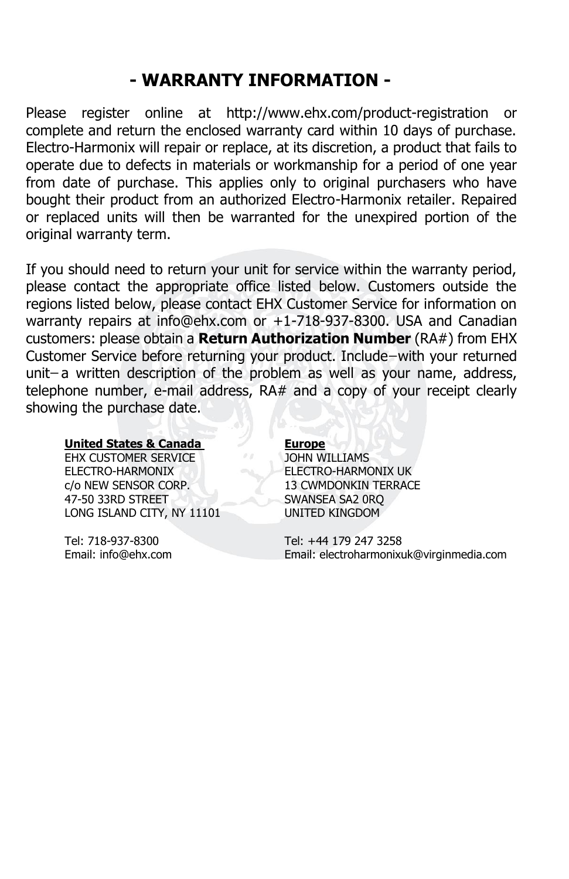# - WARRANTY INFORMATION -

Please register online at http://www.ehx.com/product-registration or complete and return the enclosed warranty card within 10 days of purchase. Electro-Harmonix will repair or replace, at its discretion, a product that fails to operate due to defects in materials or workmanship for a period of one year from date of purchase. This applies only to original purchasers who have bought their product from an authorized Electro-Harmonix retailer. Repaired or replaced units will then be warranted for the unexpired portion of the original warranty term.

If you should need to return your unit for service within the warranty period, please contact the appropriate office listed below. Customers outside the regions listed below, please contact EHX Customer Service for information on warranty repairs at info@ehx.com or +1-718-937-8300. USA and Canadian customers: please obtain a **Return Authorization Number** (RA#) from EHX Customer Service before returning your product. Include−with your returned unit− a written description of the problem as well as your name, address, telephone number, e-mail address, RA# and a copy of your receipt clearly showing the purchase date.

**United States & Canada**
EHX CUSTOMER SERVICE
ELECTRO-HARMONIX
c/o NEW SENSOR CORP.
47-50 33RD STREET
LONG ISLAND CITY, NY 11101

Tel: 718-937-8300
Email: info@ehx.com

**Europe**
JOHN WILLIAMS
ELECTRO-HARMONIX UK
13 CWMDONKIN TERRACE
SWANSEA SA2 0RQ
UNITED KINGDOM

Tel: +44 179 247 3258
Email: electroharmonixuk@virginmedia.com